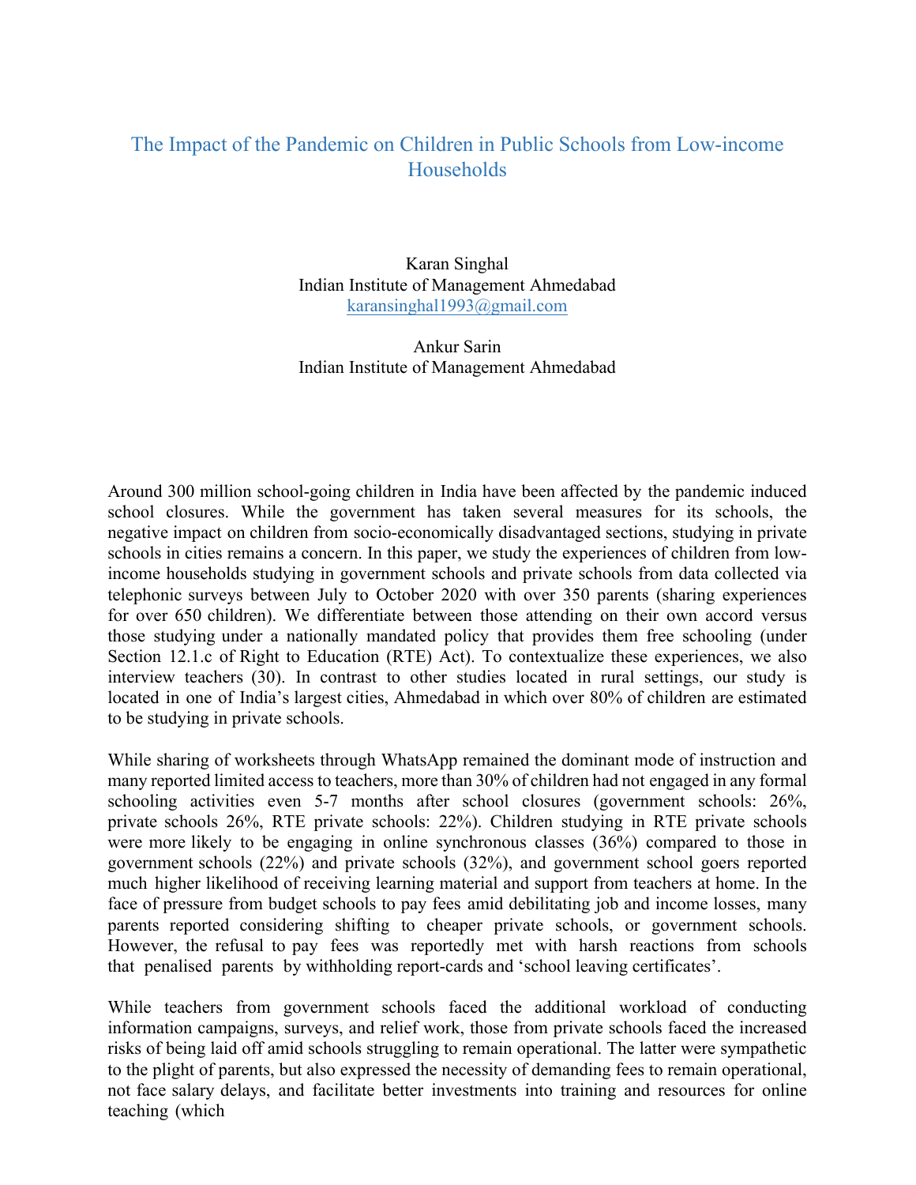# The Impact of the Pandemic on Children in Public Schools from Low-income Households

Karan Singhal
Indian Institute of Management Ahmedabad
karansinghal1993@gmail.com

Ankur Sarin
Indian Institute of Management Ahmedabad

Around 300 million school-going children in India have been affected by the pandemic induced school closures. While the government has taken several measures for its schools, the negative impact on children from socio-economically disadvantaged sections, studying in private schools in cities remains a concern. In this paper, we study the experiences of children from low-income households studying in government schools and private schools from data collected via telephonic surveys between July to October 2020 with over 350 parents (sharing experiences for over 650 children). We differentiate between those attending on their own accord versus those studying under a nationally mandated policy that provides them free schooling (under Section 12.1.c of Right to Education (RTE) Act). To contextualize these experiences, we also interview teachers (30). In contrast to other studies located in rural settings, our study is located in one of India's largest cities, Ahmedabad in which over 80% of children are estimated to be studying in private schools.

While sharing of worksheets through WhatsApp remained the dominant mode of instruction and many reported limited access to teachers, more than 30% of children had not engaged in any formal schooling activities even 5-7 months after school closures (government schools: 26%, private schools 26%, RTE private schools: 22%). Children studying in RTE private schools were more likely to be engaging in online synchronous classes (36%) compared to those in government schools (22%) and private schools (32%), and government school goers reported much higher likelihood of receiving learning material and support from teachers at home. In the face of pressure from budget schools to pay fees amid debilitating job and income losses, many parents reported considering shifting to cheaper private schools, or government schools. However, the refusal to pay fees was reportedly met with harsh reactions from schools that penalised parents by withholding report-cards and 'school leaving certificates'.

While teachers from government schools faced the additional workload of conducting information campaigns, surveys, and relief work, those from private schools faced the increased risks of being laid off amid schools struggling to remain operational. The latter were sympathetic to the plight of parents, but also expressed the necessity of demanding fees to remain operational, not face salary delays, and facilitate better investments into training and resources for online teaching (which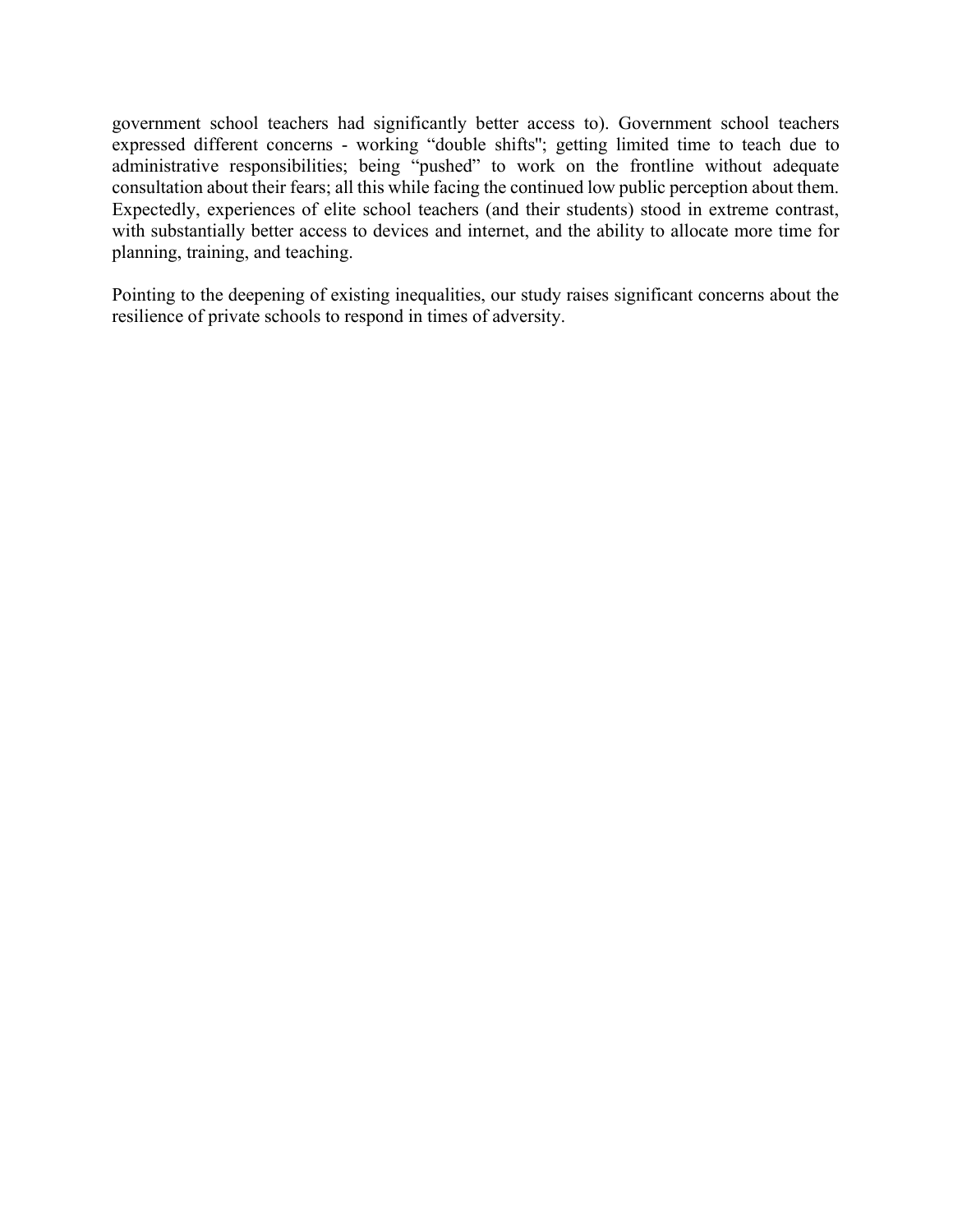government school teachers had significantly better access to). Government school teachers expressed different concerns - working “double shifts"; getting limited time to teach due to administrative responsibilities; being “pushed” to work on the frontline without adequate consultation about their fears; all this while facing the continued low public perception about them. Expectedly, experiences of elite school teachers (and their students) stood in extreme contrast, with substantially better access to devices and internet, and the ability to allocate more time for planning, training, and teaching.

Pointing to the deepening of existing inequalities, our study raises significant concerns about the resilience of private schools to respond in times of adversity.